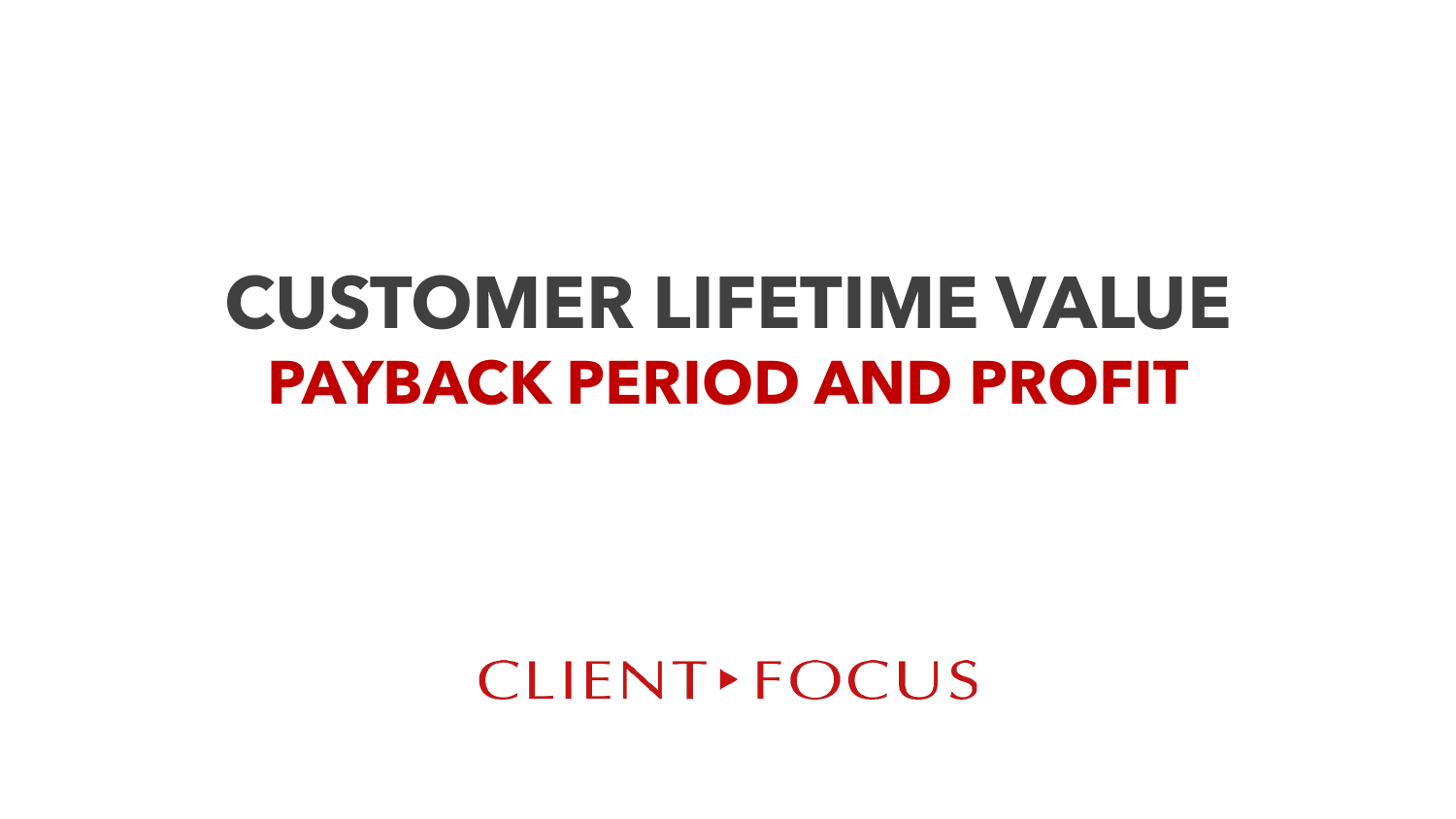# CUSTOMER LIFETIME VALUE

## PAYBACK PERIOD AND PROFIT

CLIENT ▸ FOCUS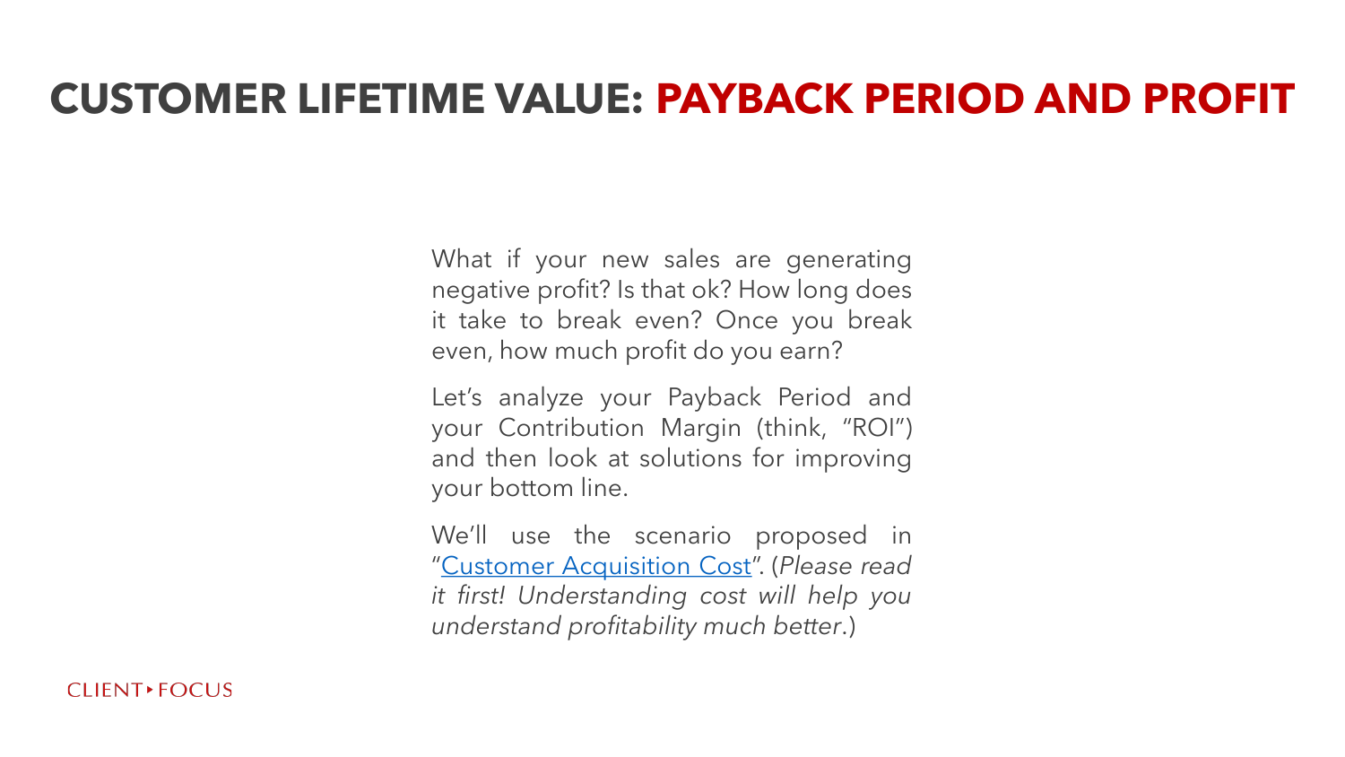# CUSTOMER LIFETIME VALUE: PAYBACK PERIOD AND PROFIT

What if your new sales are generating negative profit? Is that ok? How long does it take to break even? Once you break even, how much profit do you earn?

Let's analyze your Payback Period and your Contribution Margin (think, "ROI") and then look at solutions for improving your bottom line.

We'll use the scenario proposed in "Customer Acquisition Cost". (*Please read it first! Understanding cost will help you understand profitability much better*.)

CLIENT ▸ FOCUS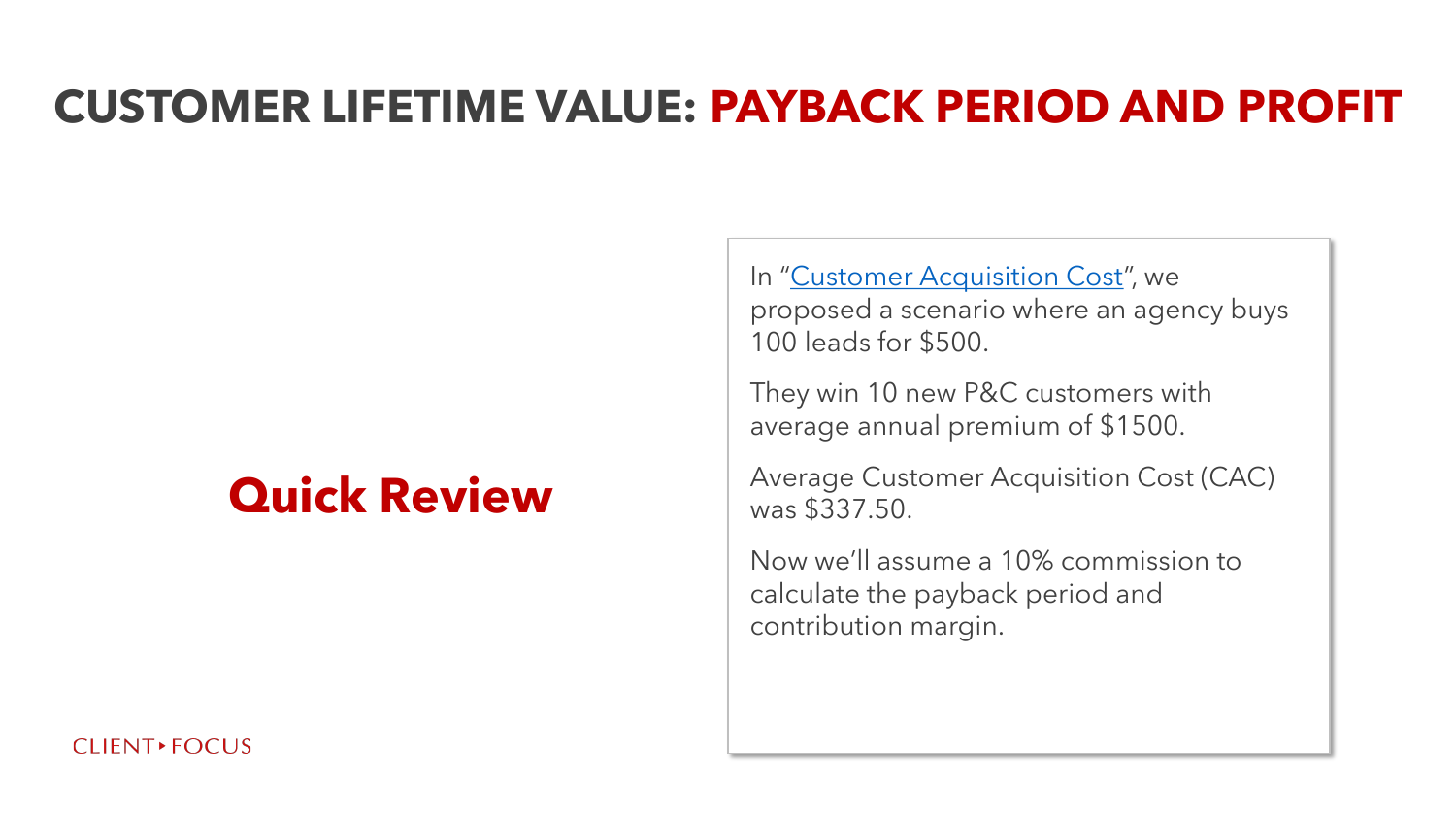# CUSTOMER LIFETIME VALUE: PAYBACK PERIOD AND PROFIT

## Quick Review

In "[Customer Acquisition Cost]", we proposed a scenario where an agency buys 100 leads for $500.

They win 10 new P&C customers with average annual premium of $1500.

Average Customer Acquisition Cost (CAC) was $337.50.

Now we'll assume a 10% commission to calculate the payback period and contribution margin.

CLIENT▸FOCUS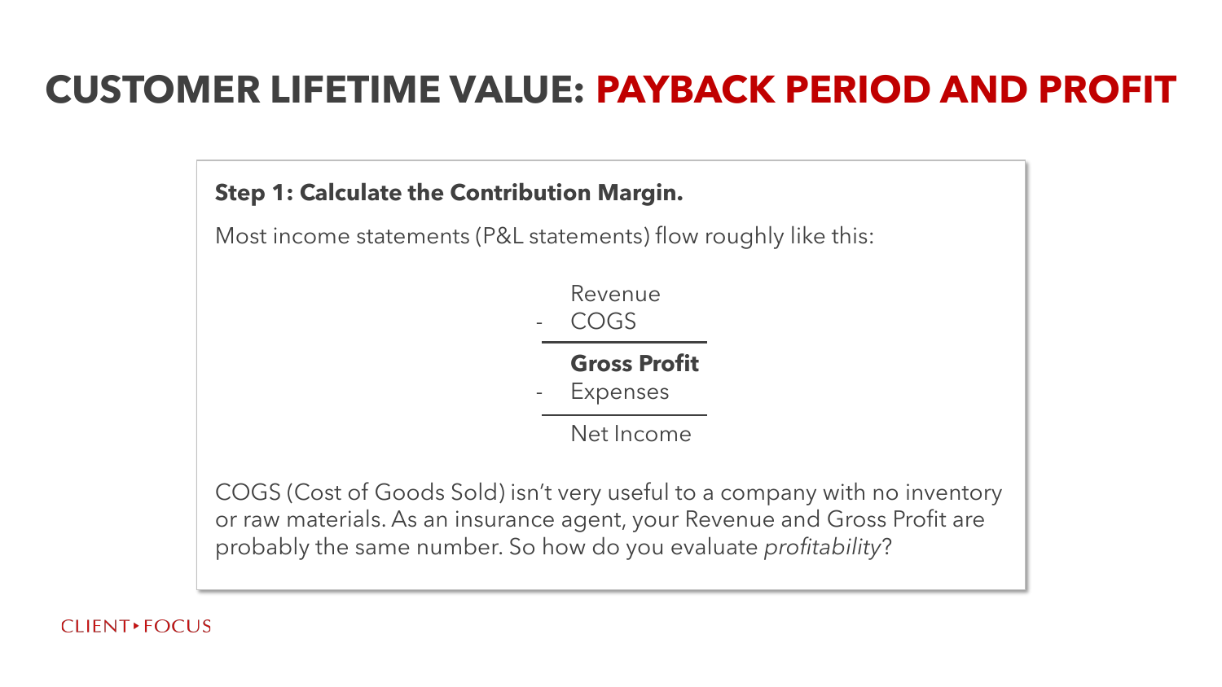# CUSTOMER LIFETIME VALUE: PAYBACK PERIOD AND PROFIT

**Step 1: Calculate the Contribution Margin.**

Most income statements (P&L statements) flow roughly like this:

```
    Revenue
-   COGS
  ____________
    Gross Profit
-   Expenses
  ____________
    Net Income
```

COGS (Cost of Goods Sold) isn't very useful to a company with no inventory or raw materials. As an insurance agent, your Revenue and Gross Profit are probably the same number. So how do you evaluate *profitability*?

CLIENT ▸ FOCUS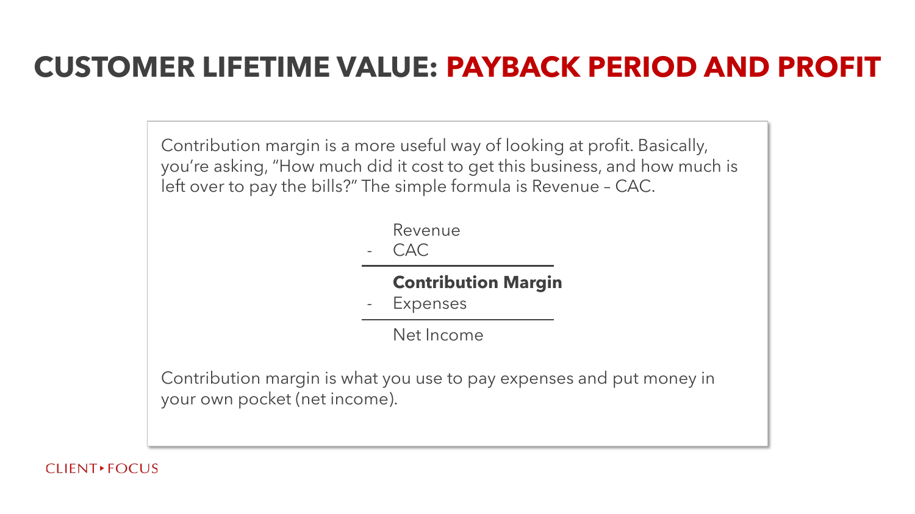# CUSTOMER LIFETIME VALUE: PAYBACK PERIOD AND PROFIT

Contribution margin is a more useful way of looking at profit. Basically, you're asking, "How much did it cost to get this business, and how much is left over to pay the bills?" The simple formula is Revenue – CAC.

```
    Revenue
 -  CAC
 ─────────────────────
    Contribution Margin
 -  Expenses
 ─────────────────────
    Net Income
```

Contribution margin is what you use to pay expenses and put money in your own pocket (net income).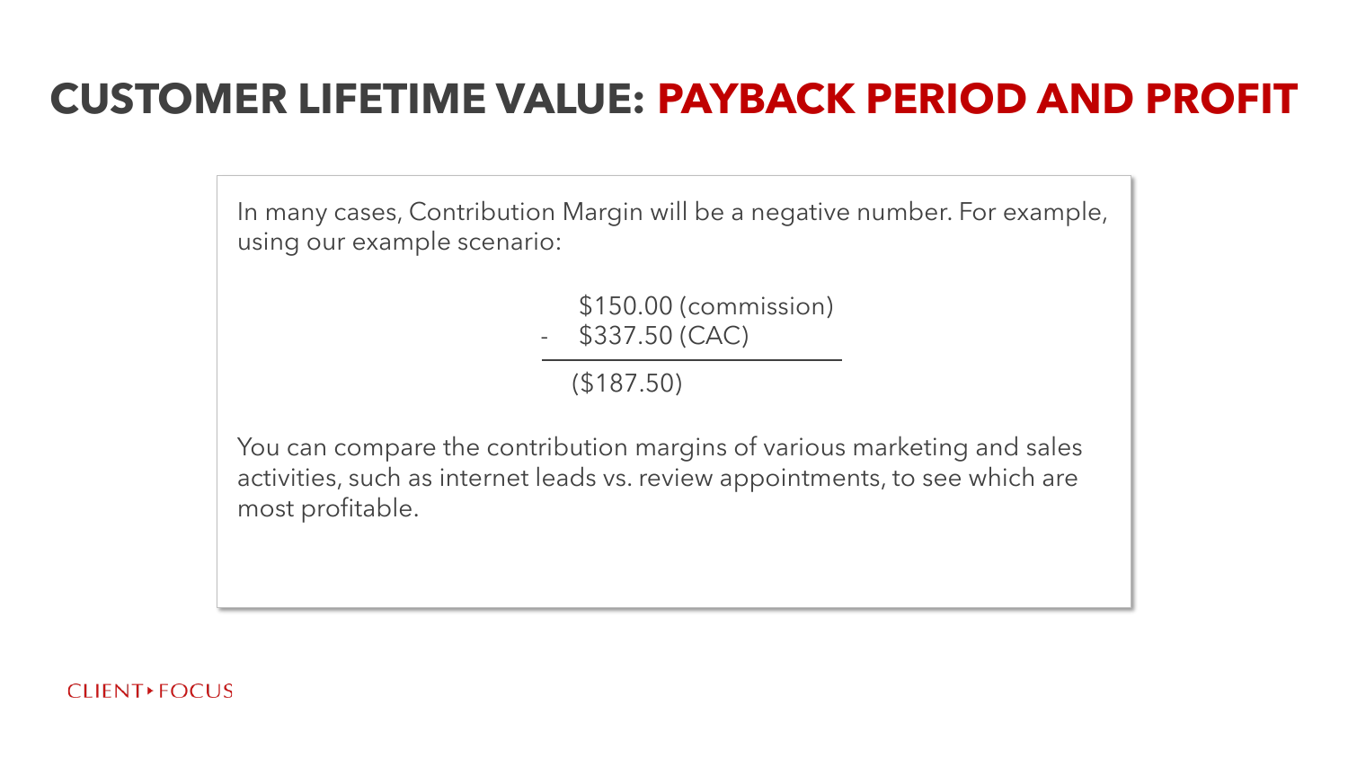# CUSTOMER LIFETIME VALUE: PAYBACK PERIOD AND PROFIT

In many cases, Contribution Margin will be a negative number. For example, using our example scenario:

```
    $150.00 (commission)
-   $337.50 (CAC)
--------------------
   ($187.50)
```

You can compare the contribution margins of various marketing and sales activities, such as internet leads vs. review appointments, to see which are most profitable.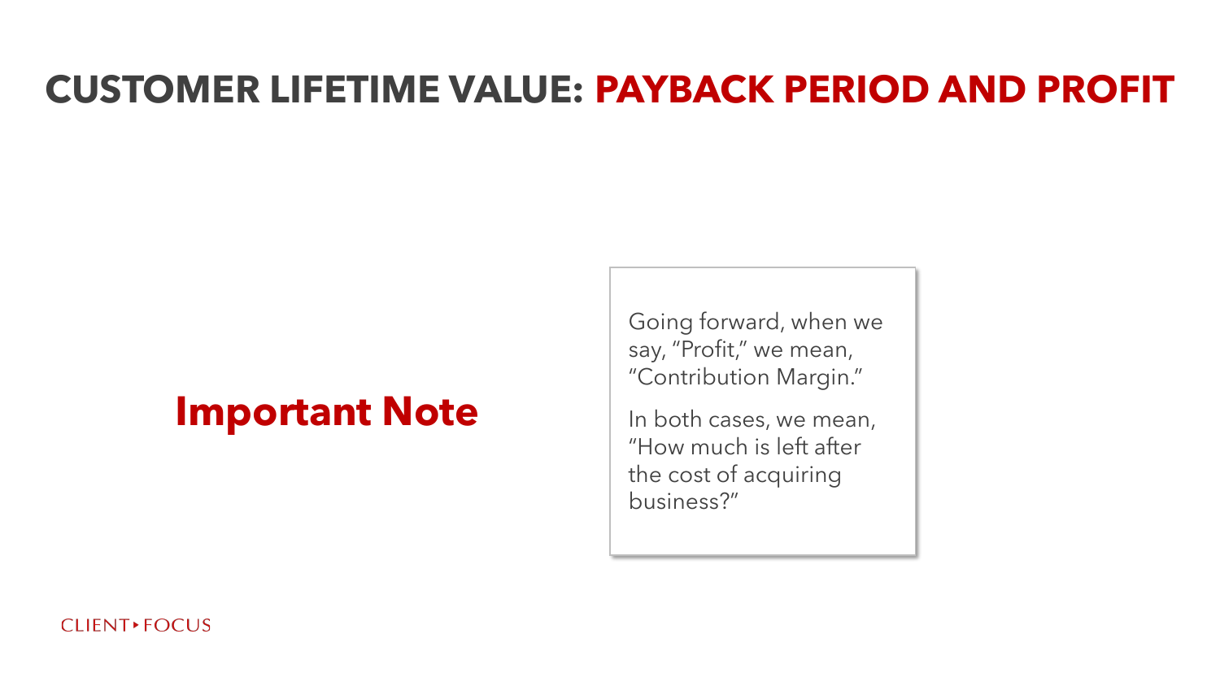# CUSTOMER LIFETIME VALUE: PAYBACK PERIOD AND PROFIT

## Important Note

Going forward, when we say, “Profit,” we mean, “Contribution Margin.”

In both cases, we mean, ”How much is left after the cost of acquiring business?”

CLIENT ▸ FOCUS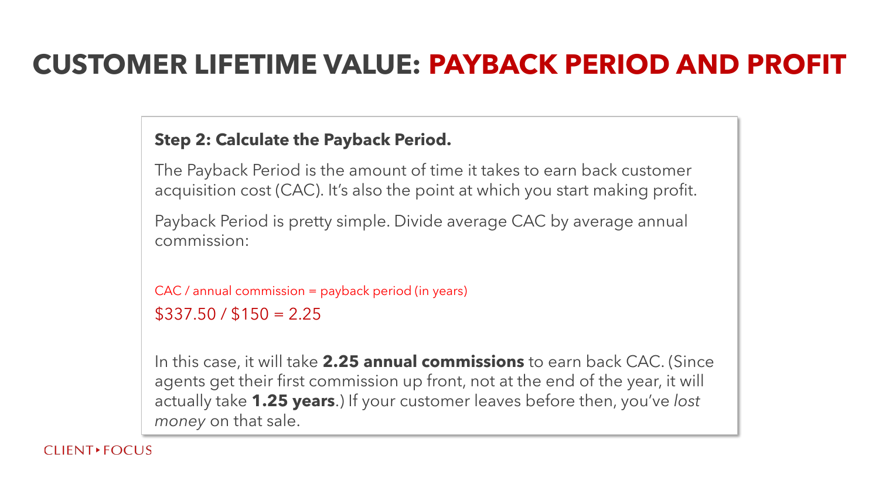# CUSTOMER LIFETIME VALUE: PAYBACK PERIOD AND PROFIT

**Step 2: Calculate the Payback Period.**

The Payback Period is the amount of time it takes to earn back customer acquisition cost (CAC). It's also the point at which you start making profit.

Payback Period is pretty simple. Divide average CAC by average annual commission:

CAC / annual commission = payback period (in years)

$337.50 / $150 = 2.25

In this case, it will take **2.25 annual commissions** to earn back CAC. (Since agents get their first commission up front, not at the end of the year, it will actually take **1.25 years**.) If your customer leaves before then, you've *lost money* on that sale.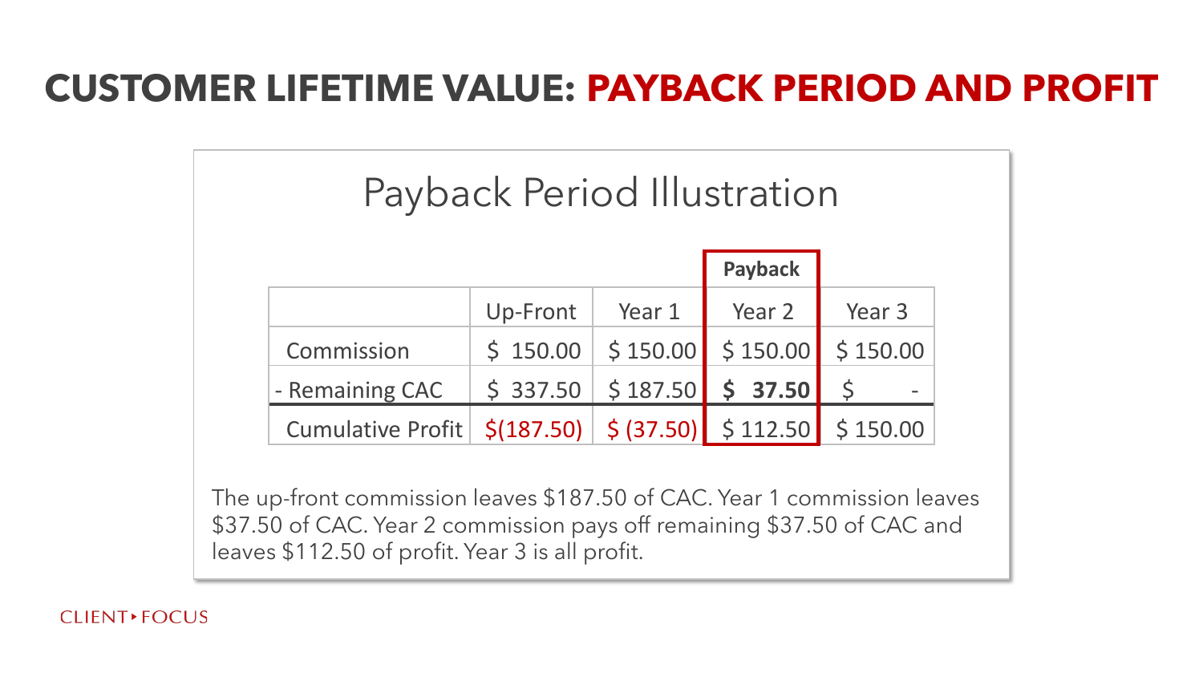# CUSTOMER LIFETIME VALUE: PAYBACK PERIOD AND PROFIT

## Payback Period Illustration

| | Up-Front | Year 1 | Year 2 (Payback) | Year 3 |
|---|---|---|---|---|
| Commission | $ 150.00 | $ 150.00 | $ 150.00 | $ 150.00 |
| - Remaining CAC | $ 337.50 | $ 187.50 | **$ 37.50** | $ - |
| Cumulative Profit | $(187.50) | $ (37.50) | $ 112.50 | $ 150.00 |

The up-front commission leaves $187.50 of CAC. Year 1 commission leaves $37.50 of CAC. Year 2 commission pays off remaining $37.50 of CAC and leaves $112.50 of profit. Year 3 is all profit.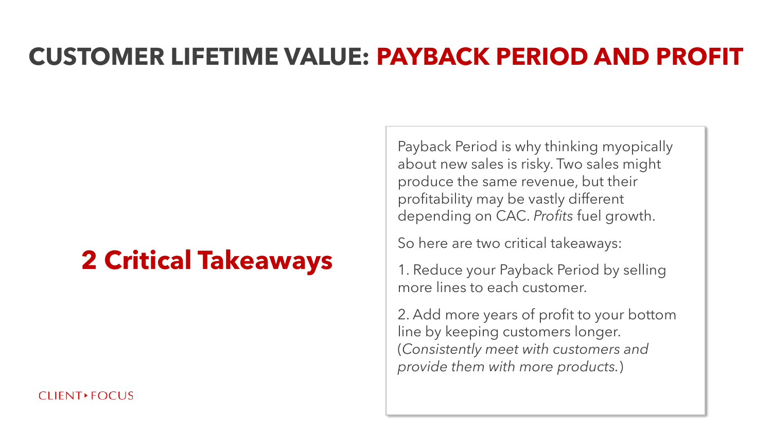# CUSTOMER LIFETIME VALUE: PAYBACK PERIOD AND PROFIT

## 2 Critical Takeaways

Payback Period is why thinking myopically about new sales is risky. Two sales might produce the same revenue, but their profitability may be vastly different depending on CAC. *Profits* fuel growth.

So here are two critical takeaways:

1. Reduce your Payback Period by selling more lines to each customer.

2. Add more years of profit to your bottom line by keeping customers longer. (*Consistently meet with customers and provide them with more products.*)

CLIENT ▸ FOCUS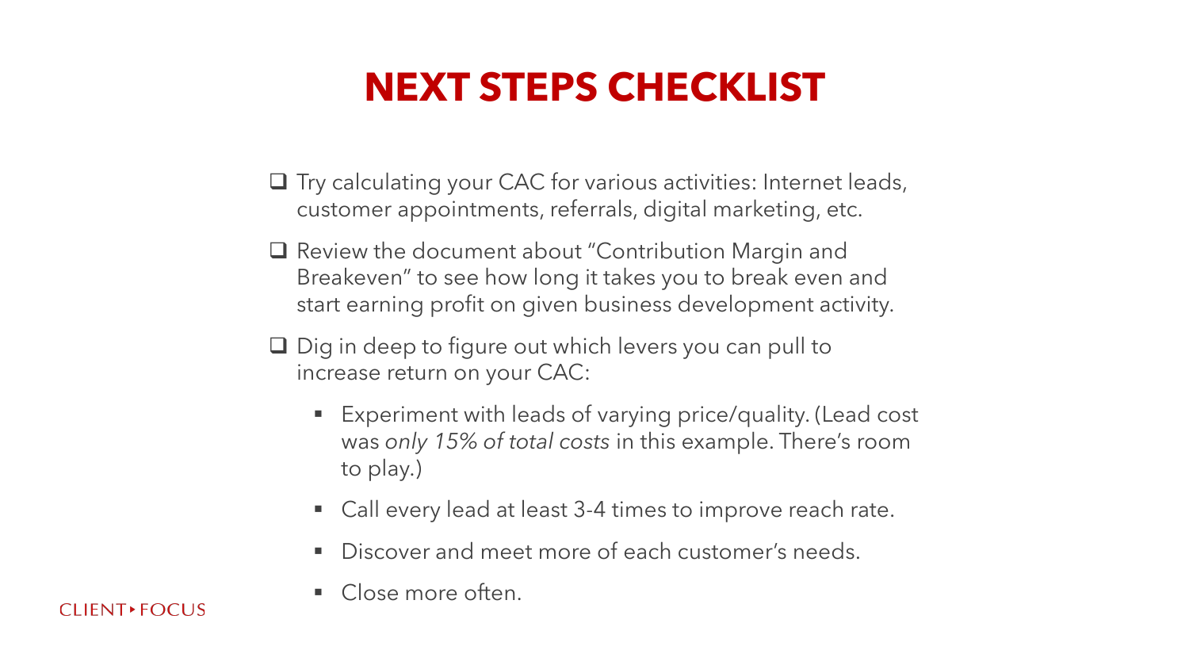# NEXT STEPS CHECKLIST

- [ ] Try calculating your CAC for various activities: Internet leads, customer appointments, referrals, digital marketing, etc.
- [ ] Review the document about "Contribution Margin and Breakeven" to see how long it takes you to break even and start earning profit on given business development activity.
- [ ] Dig in deep to figure out which levers you can pull to increase return on your CAC:
  - Experiment with leads of varying price/quality. (Lead cost was *only 15% of total costs* in this example. There's room to play.)
  - Call every lead at least 3-4 times to improve reach rate.
  - Discover and meet more of each customer's needs.
  - Close more often.

CLIENT ▸ FOCUS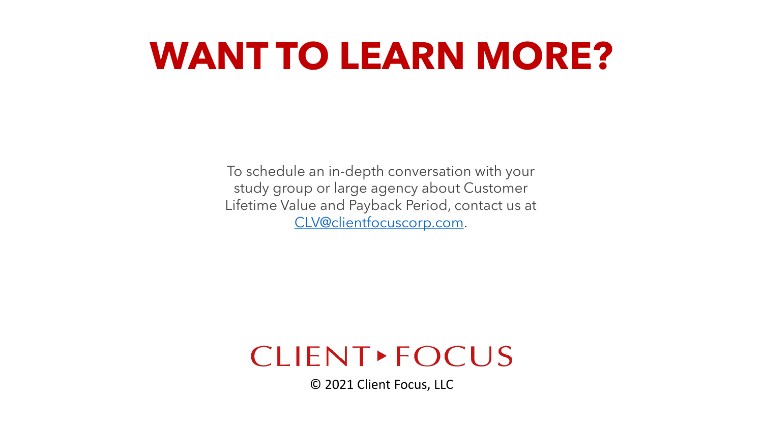# WANT TO LEARN MORE?

To schedule an in-depth conversation with your study group or large agency about Customer Lifetime Value and Payback Period, contact us at CLV@clientfocuscorp.com.

CLIENT ▸ FOCUS

© 2021 Client Focus, LLC